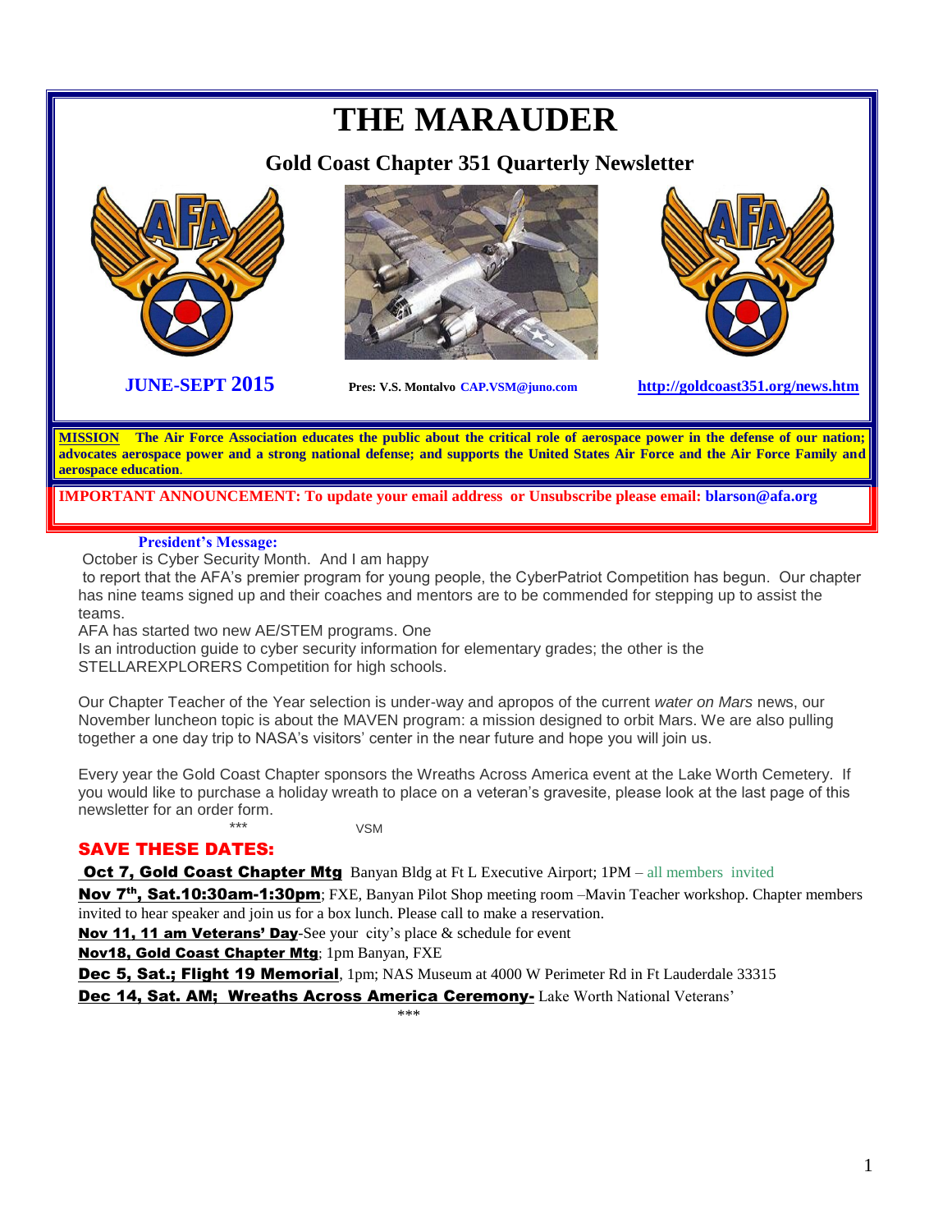# THE MARAUDER

## Gold Coast Chapter 351 Quarterly Newsletter

**JUNE-SEPT 2015**

**Pres: V.S. Montalvo CAP.VSM@juno.com**

**http://goldcoast351.org/news.htm**

**MISSION** **The Air Force Association educates the public about the critical role of aerospace power in the defense of our nation; advocates aerospace power and a strong national defense; and supports the United States Air Force and the Air Force Family and aerospace education.**

**IMPORTANT ANNOUNCEMENT: To update your email address or Unsubscribe please email: blarson@afa.org**

**President's Message:**

October is Cyber Security Month. And I am happy to report that the AFA's premier program for young people, the CyberPatriot Competition has begun. Our chapter has nine teams signed up and their coaches and mentors are to be commended for stepping up to assist the teams.

AFA has started two new AE/STEM programs. One Is an introduction guide to cyber security information for elementary grades; the other is the STELLAREXPLORERS Competition for high schools.

Our Chapter Teacher of the Year selection is under-way and apropos of the current *water on Mars* news, our November luncheon topic is about the MAVEN program: a mission designed to orbit Mars. We are also pulling together a one day trip to NASA's visitors' center in the near future and hope you will join us.

Every year the Gold Coast Chapter sponsors the Wreaths Across America event at the Lake Worth Cemetery. If you would like to purchase a holiday wreath to place on a veteran's gravesite, please look at the last page of this newsletter for an order form.

\*\*\* VSM

## SAVE THESE DATES:

**Oct 7, Gold Coast Chapter Mtg** Banyan Bldg at Ft L Executive Airport; 1PM – all members invited

**Nov 7th, Sat.10:30am-1:30pm**; FXE, Banyan Pilot Shop meeting room –Mavin Teacher workshop. Chapter members invited to hear speaker and join us for a box lunch. Please call to make a reservation.

**Nov 11, 11 am Veterans' Day**-See your city's place & schedule for event

**Nov18, Gold Coast Chapter Mtg**; 1pm Banyan, FXE

**Dec 5, Sat.; Flight 19 Memorial**, 1pm; NAS Museum at 4000 W Perimeter Rd in Ft Lauderdale 33315

**Dec 14, Sat. AM; Wreaths Across America Ceremony-** Lake Worth National Veterans'

\*\*\*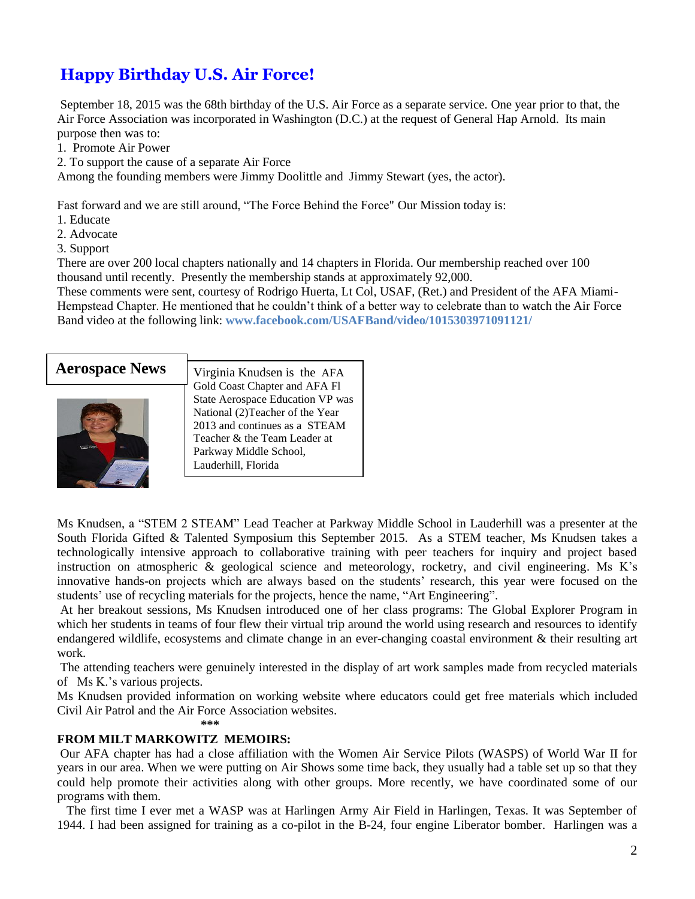## Happy Birthday U.S. Air Force!

September 18, 2015 was the 68th birthday of the U.S. Air Force as a separate service. One year prior to that, the Air Force Association was incorporated in Washington (D.C.) at the request of General Hap Arnold. Its main purpose then was to:

1. Promote Air Power
2. To support the cause of a separate Air Force

Among the founding members were Jimmy Doolittle and Jimmy Stewart (yes, the actor).

Fast forward and we are still around, "The Force Behind the Force" Our Mission today is:

1. Educate
2. Advocate
3. Support

There are over 200 local chapters nationally and 14 chapters in Florida. Our membership reached over 100 thousand until recently. Presently the membership stands at approximately 92,000.

These comments were sent, courtesy of Rodrigo Huerta, Lt Col, USAF, (Ret.) and President of the AFA Miami-Hempstead Chapter. He mentioned that he couldn't think of a better way to celebrate than to watch the Air Force Band video at the following link: **www.facebook.com/USAFBand/video/1015303971091121/**

## Aerospace News

Virginia Knudsen is the AFA Gold Coast Chapter and AFA Fl State Aerospace Education VP was National (2)Teacher of the Year 2013 and continues as a STEAM Teacher & the Team Leader at Parkway Middle School, Lauderhill, Florida

Ms Knudsen, a "STEM 2 STEAM" Lead Teacher at Parkway Middle School in Lauderhill was a presenter at the South Florida Gifted & Talented Symposium this September 2015. As a STEM teacher, Ms Knudsen takes a technologically intensive approach to collaborative training with peer teachers for inquiry and project based instruction on atmospheric & geological science and meteorology, rocketry, and civil engineering. Ms K's innovative hands-on projects which are always based on the students' research, this year were focused on the students' use of recycling materials for the projects, hence the name, "Art Engineering".

At her breakout sessions, Ms Knudsen introduced one of her class programs: The Global Explorer Program in which her students in teams of four flew their virtual trip around the world using research and resources to identify endangered wildlife, ecosystems and climate change in an ever-changing coastal environment & their resulting art work.

The attending teachers were genuinely interested in the display of art work samples made from recycled materials of Ms K.'s various projects.

Ms Knudsen provided information on working website where educators could get free materials which included Civil Air Patrol and the Air Force Association websites.

***

**FROM MILT MARKOWITZ MEMOIRS:**

Our AFA chapter has had a close affiliation with the Women Air Service Pilots (WASPS) of World War II for years in our area. When we were putting on Air Shows some time back, they usually had a table set up so that they could help promote their activities along with other groups. More recently, we have coordinated some of our programs with them.

The first time I ever met a WASP was at Harlingen Army Air Field in Harlingen, Texas. It was September of 1944. I had been assigned for training as a co-pilot in the B-24, four engine Liberator bomber. Harlingen was a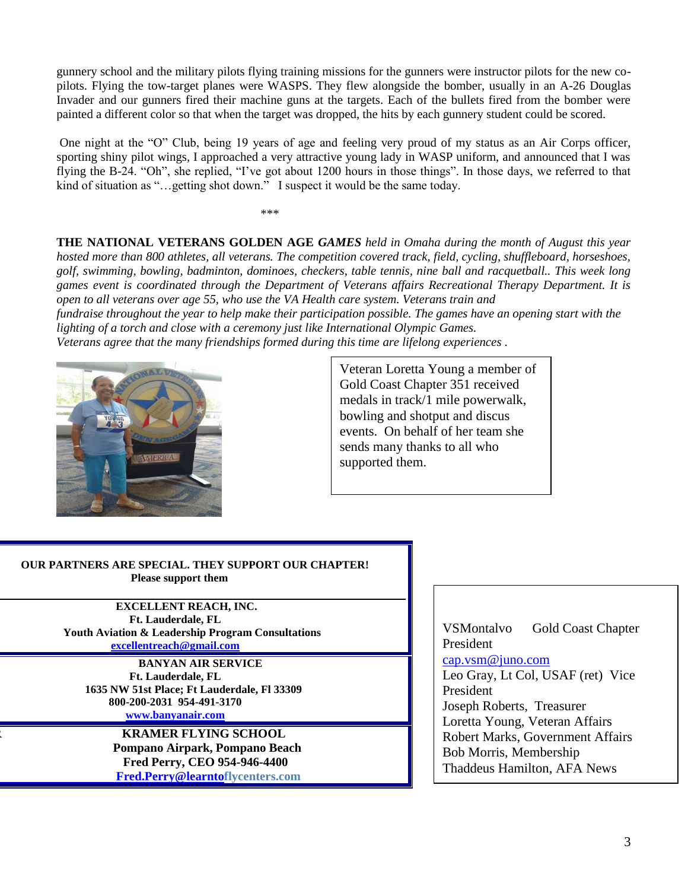gunnery school and the military pilots flying training missions for the gunners were instructor pilots for the new co-pilots. Flying the tow-target planes were WASPS. They flew alongside the bomber, usually in an A-26 Douglas Invader and our gunners fired their machine guns at the targets. Each of the bullets fired from the bomber were painted a different color so that when the target was dropped, the hits by each gunnery student could be scored.

One night at the "O" Club, being 19 years of age and feeling very proud of my status as an Air Corps officer, sporting shiny pilot wings, I approached a very attractive young lady in WASP uniform, and announced that I was flying the B-24. "Oh", she replied, "I've got about 1200 hours in those things". In those days, we referred to that kind of situation as "…getting shot down." I suspect it would be the same today.

***

**THE NATIONAL VETERANS GOLDEN AGE *GAMES*** *held in Omaha during the month of August this year hosted more than 800 athletes, all veterans. The competition covered track, field, cycling, shuffleboard, horseshoes, golf, swimming, bowling, badminton, dominoes, checkers, table tennis, nine ball and racquetball.. This week long games event is coordinated through the Department of Veterans affairs Recreational Therapy Department. It is open to all veterans over age 55, who use the VA Health care system. Veterans train and fundraise throughout the year to help make their participation possible. The games have an opening start with the lighting of a torch and close with a ceremony just like International Olympic Games.*
*Veterans agree that the many friendships formed during this time are lifelong experiences .*

Veteran Loretta Young a member of Gold Coast Chapter 351 received medals in track/1 mile powerwalk, bowling and shotput and discus events. On behalf of her team she sends many thanks to all who supported them.

**OUR PARTNERS ARE SPECIAL. THEY SUPPORT OUR CHAPTER!**
**Please support them**

**EXCELLENT REACH, INC.**
**Ft. Lauderdale, FL**
**Youth Aviation & Leadership Program Consultations**
**excellentreach@gmail.com**

**BANYAN AIR SERVICE**
**Ft. Lauderdale, FL**
**1635 NW 51st Place; Ft Lauderdale, Fl 33309**
**800-200-2031 954-491-3170**
**www.banyanair.com**

**KRAMER FLYING SCHOOL**
**Pompano Airpark, Pompano Beach**
**Fred Perry, CEO 954-946-4400**
**Fred.Perry@learntoflycenters.com**

VSMontalvo Gold Coast Chapter President
cap.vsm@juno.com
Leo Gray, Lt Col, USAF (ret) Vice President
Joseph Roberts, Treasurer
Loretta Young, Veteran Affairs
Robert Marks, Government Affairs
Bob Morris, Membership
Thaddeus Hamilton, AFA News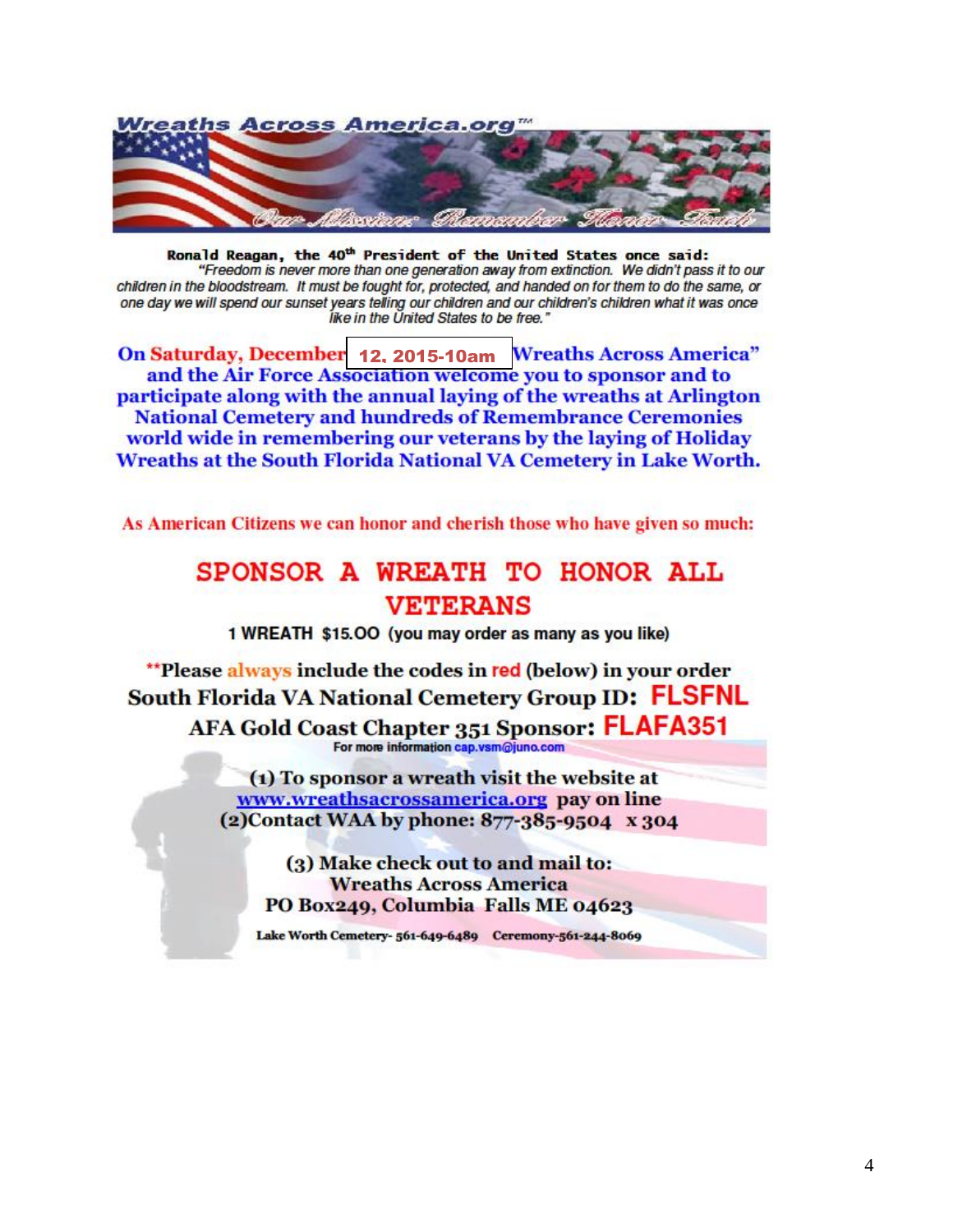Wreaths Across America.org™

*Our Mission: Remember Honor Teach*

**Ronald Reagan, the 40th President of the United States once said:**

*"Freedom is never more than one generation away from extinction. We didn't pass it to our children in the bloodstream. It must be fought for, protected, and handed on for them to do the same, or one day we will spend our sunset years telling our children and our children's children what it was once like in the United States to be free."*

**On Saturday, December 12, 2015-10am Wreaths Across America" and the Air Force Association welcome you to sponsor and to participate along with the annual laying of the wreaths at Arlington National Cemetery and hundreds of Remembrance Ceremonies world wide in remembering our veterans by the laying of Holiday Wreaths at the South Florida National VA Cemetery in Lake Worth.**

**As American Citizens we can honor and cherish those who have given so much:**

## SPONSOR A WREATH TO HONOR ALL VETERANS

**1 WREATH $15.00 (you may order as many as you like)**

**\*\*Please always include the codes in red (below) in your order**

**South Florida VA National Cemetery Group ID: FLSFNL**

**AFA Gold Coast Chapter 351 Sponsor: FLAFA351**

For more information cap.vsm@juno.com

**(1) To sponsor a wreath visit the website at www.wreathsacrossamerica.org pay on line**

**(2)Contact WAA by phone: 877-385-9504 x 304**

**(3) Make check out to and mail to:**
**Wreaths Across America**
**PO Box249, Columbia Falls ME 04623**

Lake Worth Cemetery- 561-649-6489 Ceremony-561-244-8069